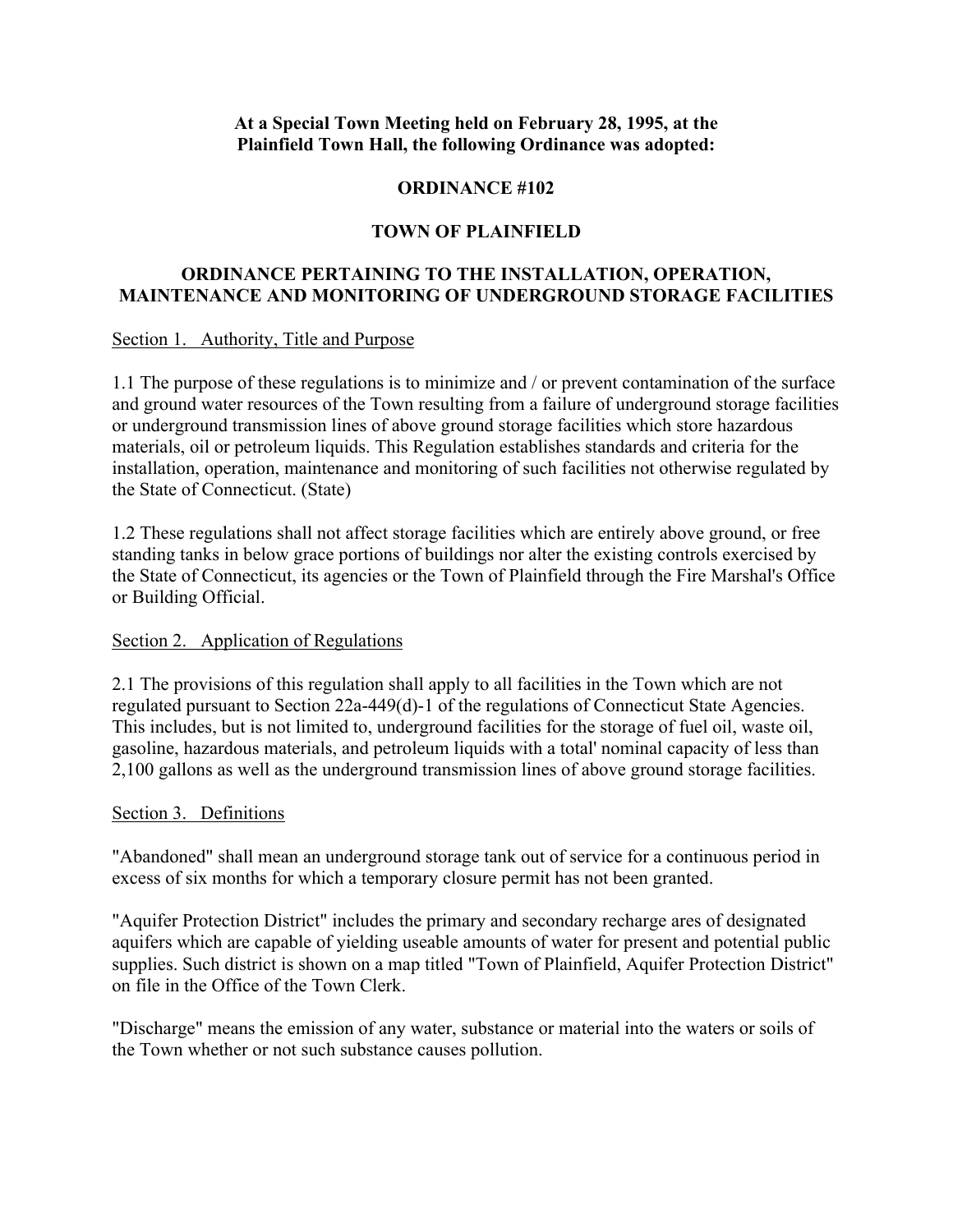**At a Special Town Meeting held on February 28, 1995, at the Plainfield Town Hall, the following Ordinance was adopted:**

# ORDINANCE #102

# TOWN OF PLAINFIELD

## ORDINANCE PERTAINING TO THE INSTALLATION, OPERATION, MAINTENANCE AND MONITORING OF UNDERGROUND STORAGE FACILITIES

### Section 1. Authority, Title and Purpose

1.1 The purpose of these regulations is to minimize and / or prevent contamination of the surface and ground water resources of the Town resulting from a failure of underground storage facilities or underground transmission lines of above ground storage facilities which store hazardous materials, oil or petroleum liquids. This Regulation establishes standards and criteria for the installation, operation, maintenance and monitoring of such facilities not otherwise regulated by the State of Connecticut. (State)

1.2 These regulations shall not affect storage facilities which are entirely above ground, or free standing tanks in below grace portions of buildings nor alter the existing controls exercised by the State of Connecticut, its agencies or the Town of Plainfield through the Fire Marshal's Office or Building Official.

### Section 2. Application of Regulations

2.1 The provisions of this regulation shall apply to all facilities in the Town which are not regulated pursuant to Section 22a-449(d)-1 of the regulations of Connecticut State Agencies. This includes, but is not limited to, underground facilities for the storage of fuel oil, waste oil, gasoline, hazardous materials, and petroleum liquids with a total' nominal capacity of less than 2,100 gallons as well as the underground transmission lines of above ground storage facilities.

### Section 3. Definitions

"Abandoned" shall mean an underground storage tank out of service for a continuous period in excess of six months for which a temporary closure permit has not been granted.

"Aquifer Protection District" includes the primary and secondary recharge ares of designated aquifers which are capable of yielding useable amounts of water for present and potential public supplies. Such district is shown on a map titled "Town of Plainfield, Aquifer Protection District" on file in the Office of the Town Clerk.

"Discharge" means the emission of any water, substance or material into the waters or soils of the Town whether or not such substance causes pollution.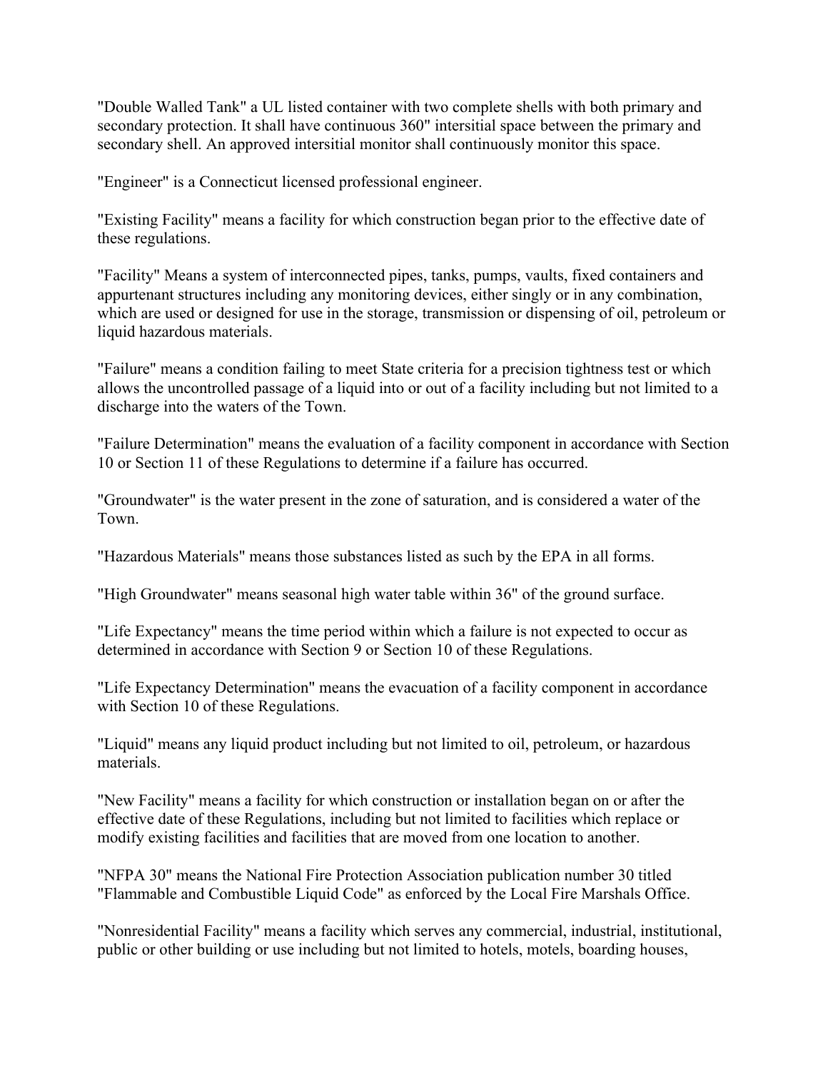"Double Walled Tank" a UL listed container with two complete shells with both primary and secondary protection. It shall have continuous 360" intersitial space between the primary and secondary shell. An approved intersitial monitor shall continuously monitor this space.

"Engineer" is a Connecticut licensed professional engineer.

"Existing Facility" means a facility for which construction began prior to the effective date of these regulations.

"Facility" Means a system of interconnected pipes, tanks, pumps, vaults, fixed containers and appurtenant structures including any monitoring devices, either singly or in any combination, which are used or designed for use in the storage, transmission or dispensing of oil, petroleum or liquid hazardous materials.

"Failure" means a condition failing to meet State criteria for a precision tightness test or which allows the uncontrolled passage of a liquid into or out of a facility including but not limited to a discharge into the waters of the Town.

"Failure Determination" means the evaluation of a facility component in accordance with Section 10 or Section 11 of these Regulations to determine if a failure has occurred.

"Groundwater" is the water present in the zone of saturation, and is considered a water of the Town.

"Hazardous Materials" means those substances listed as such by the EPA in all forms.

"High Groundwater" means seasonal high water table within 36" of the ground surface.

"Life Expectancy" means the time period within which a failure is not expected to occur as determined in accordance with Section 9 or Section 10 of these Regulations.

"Life Expectancy Determination" means the evacuation of a facility component in accordance with Section 10 of these Regulations.

"Liquid" means any liquid product including but not limited to oil, petroleum, or hazardous materials.

"New Facility" means a facility for which construction or installation began on or after the effective date of these Regulations, including but not limited to facilities which replace or modify existing facilities and facilities that are moved from one location to another.

"NFPA 30" means the National Fire Protection Association publication number 30 titled "Flammable and Combustible Liquid Code" as enforced by the Local Fire Marshals Office.

"Nonresidential Facility" means a facility which serves any commercial, industrial, institutional, public or other building or use including but not limited to hotels, motels, boarding houses,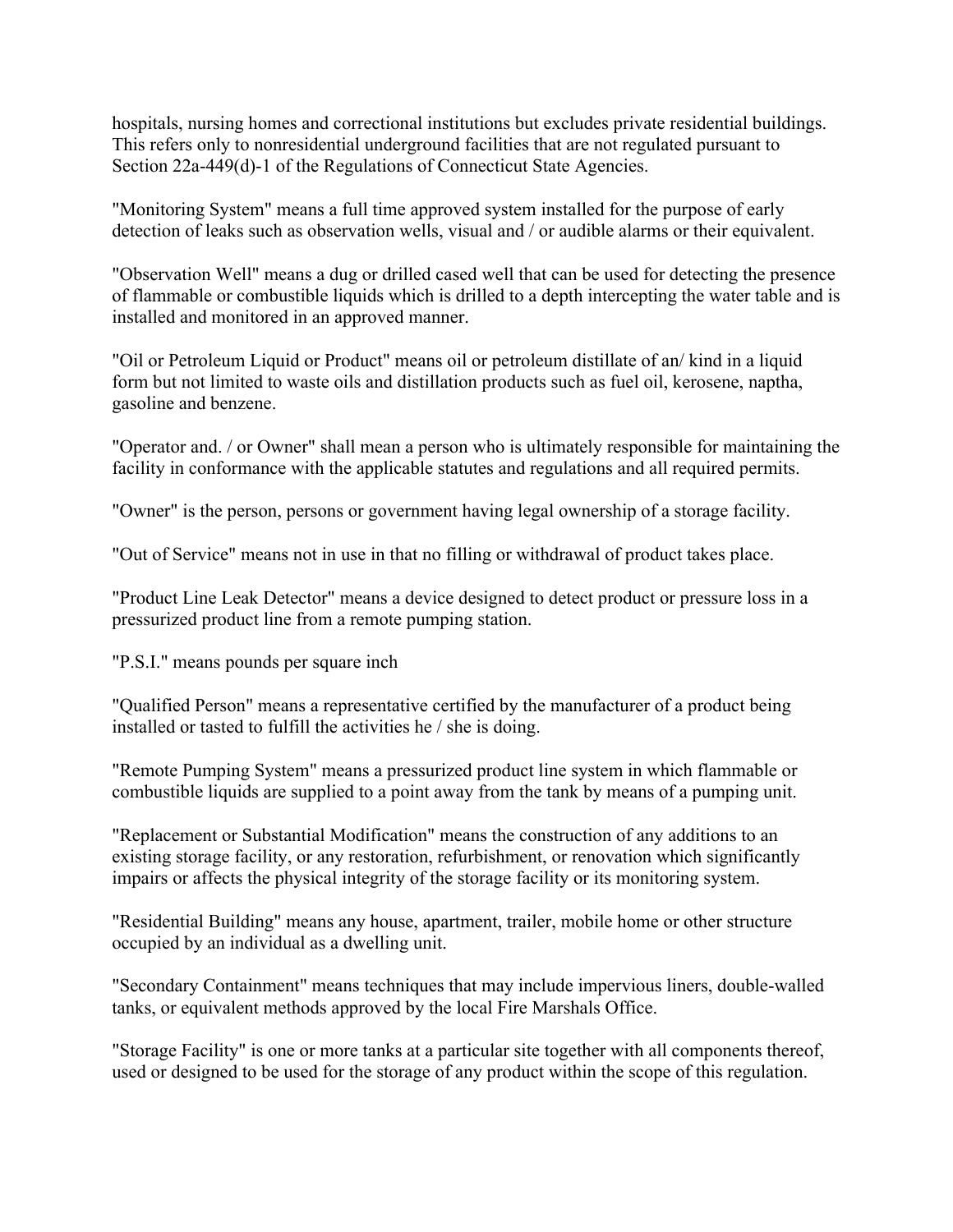hospitals, nursing homes and correctional institutions but excludes private residential buildings. This refers only to nonresidential underground facilities that are not regulated pursuant to Section 22a-449(d)-1 of the Regulations of Connecticut State Agencies.

"Monitoring System" means a full time approved system installed for the purpose of early detection of leaks such as observation wells, visual and / or audible alarms or their equivalent.

"Observation Well" means a dug or drilled cased well that can be used for detecting the presence of flammable or combustible liquids which is drilled to a depth intercepting the water table and is installed and monitored in an approved manner.

"Oil or Petroleum Liquid or Product" means oil or petroleum distillate of an/ kind in a liquid form but not limited to waste oils and distillation products such as fuel oil, kerosene, naptha, gasoline and benzene.

"Operator and. / or Owner" shall mean a person who is ultimately responsible for maintaining the facility in conformance with the applicable statutes and regulations and all required permits.

"Owner" is the person, persons or government having legal ownership of a storage facility.

"Out of Service" means not in use in that no filling or withdrawal of product takes place.

"Product Line Leak Detector" means a device designed to detect product or pressure loss in a pressurized product line from a remote pumping station.

"P.S.I." means pounds per square inch

"Qualified Person" means a representative certified by the manufacturer of a product being installed or tasted to fulfill the activities he / she is doing.

"Remote Pumping System" means a pressurized product line system in which flammable or combustible liquids are supplied to a point away from the tank by means of a pumping unit.

"Replacement or Substantial Modification" means the construction of any additions to an existing storage facility, or any restoration, refurbishment, or renovation which significantly impairs or affects the physical integrity of the storage facility or its monitoring system.

"Residential Building" means any house, apartment, trailer, mobile home or other structure occupied by an individual as a dwelling unit.

"Secondary Containment" means techniques that may include impervious liners, double-walled tanks, or equivalent methods approved by the local Fire Marshals Office.

"Storage Facility" is one or more tanks at a particular site together with all components thereof, used or designed to be used for the storage of any product within the scope of this regulation.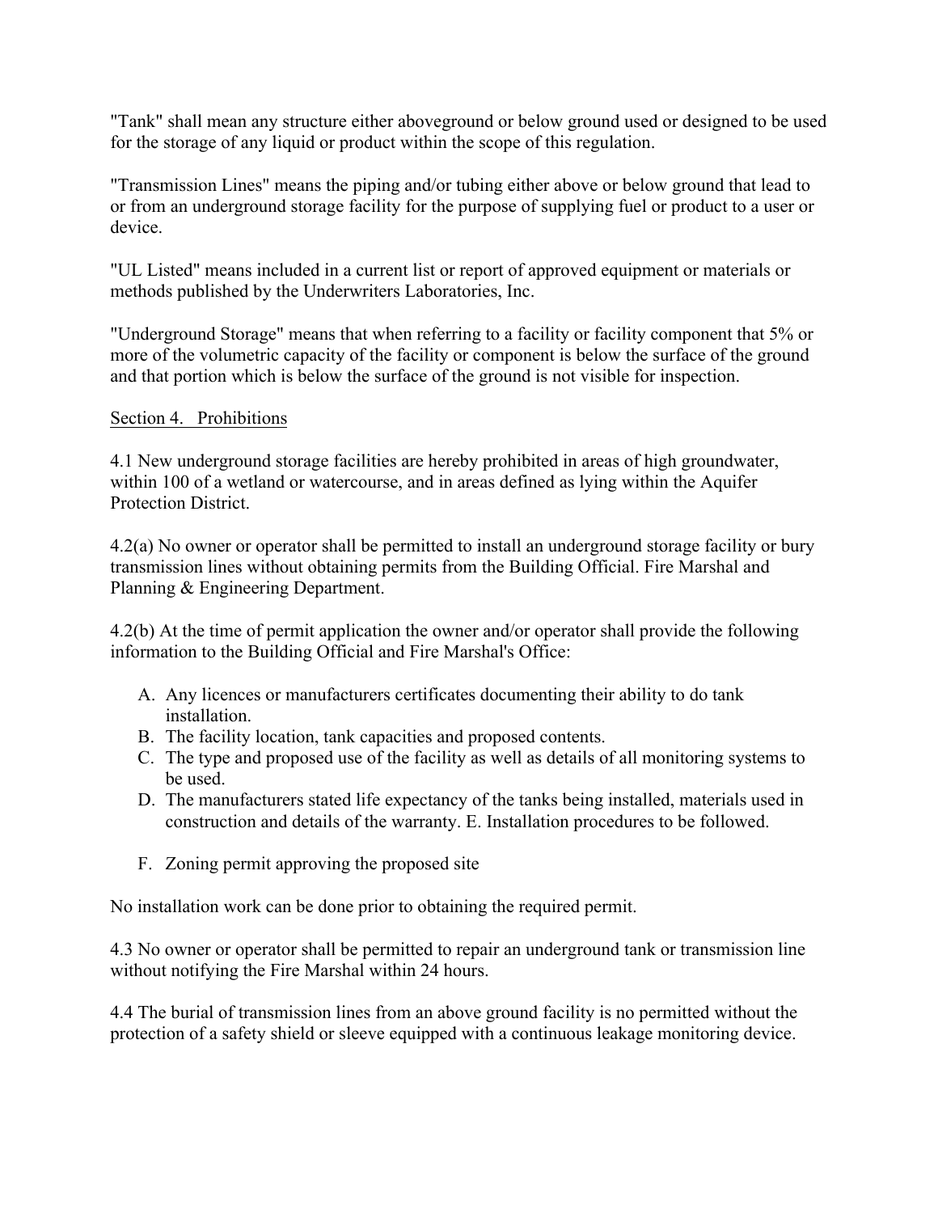"Tank" shall mean any structure either aboveground or below ground used or designed to be used for the storage of any liquid or product within the scope of this regulation.

"Transmission Lines" means the piping and/or tubing either above or below ground that lead to or from an underground storage facility for the purpose of supplying fuel or product to a user or device.

"UL Listed" means included in a current list or report of approved equipment or materials or methods published by the Underwriters Laboratories, Inc.

"Underground Storage" means that when referring to a facility or facility component that 5% or more of the volumetric capacity of the facility or component is below the surface of the ground and that portion which is below the surface of the ground is not visible for inspection.

Section 4. Prohibitions

4.1 New underground storage facilities are hereby prohibited in areas of high groundwater, within 100 of a wetland or watercourse, and in areas defined as lying within the Aquifer Protection District.

4.2(a) No owner or operator shall be permitted to install an underground storage facility or bury transmission lines without obtaining permits from the Building Official. Fire Marshal and Planning & Engineering Department.

4.2(b) At the time of permit application the owner and/or operator shall provide the following information to the Building Official and Fire Marshal's Office:

A. Any licences or manufacturers certificates documenting their ability to do tank installation.
B. The facility location, tank capacities and proposed contents.
C. The type and proposed use of the facility as well as details of all monitoring systems to be used.
D. The manufacturers stated life expectancy of the tanks being installed, materials used in construction and details of the warranty. E. Installation procedures to be followed.
F. Zoning permit approving the proposed site

No installation work can be done prior to obtaining the required permit.

4.3 No owner or operator shall be permitted to repair an underground tank or transmission line without notifying the Fire Marshal within 24 hours.

4.4 The burial of transmission lines from an above ground facility is no permitted without the protection of a safety shield or sleeve equipped with a continuous leakage monitoring device.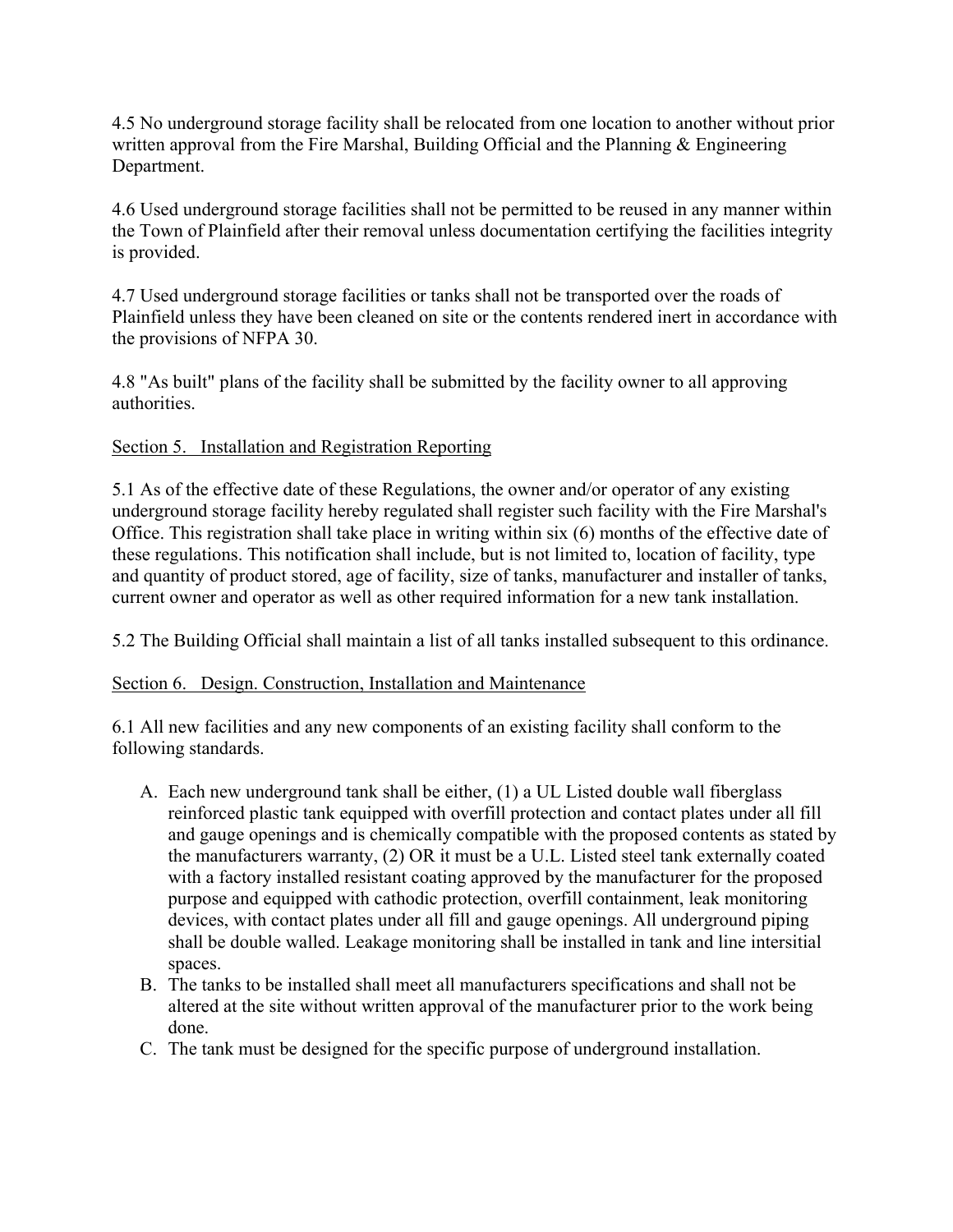4.5 No underground storage facility shall be relocated from one location to another without prior written approval from the Fire Marshal, Building Official and the Planning & Engineering Department.

4.6 Used underground storage facilities shall not be permitted to be reused in any manner within the Town of Plainfield after their removal unless documentation certifying the facilities integrity is provided.

4.7 Used underground storage facilities or tanks shall not be transported over the roads of Plainfield unless they have been cleaned on site or the contents rendered inert in accordance with the provisions of NFPA 30.

4.8 "As built" plans of the facility shall be submitted by the facility owner to all approving authorities.

<u>Section 5. Installation and Registration Reporting</u>

5.1 As of the effective date of these Regulations, the owner and/or operator of any existing underground storage facility hereby regulated shall register such facility with the Fire Marshal's Office. This registration shall take place in writing within six (6) months of the effective date of these regulations. This notification shall include, but is not limited to, location of facility, type and quantity of product stored, age of facility, size of tanks, manufacturer and installer of tanks, current owner and operator as well as other required information for a new tank installation.

5.2 The Building Official shall maintain a list of all tanks installed subsequent to this ordinance.

<u>Section 6. Design. Construction, Installation and Maintenance</u>

6.1 All new facilities and any new components of an existing facility shall conform to the following standards.

A. Each new underground tank shall be either, (1) a UL Listed double wall fiberglass reinforced plastic tank equipped with overfill protection and contact plates under all fill and gauge openings and is chemically compatible with the proposed contents as stated by the manufacturers warranty, (2) OR it must be a U.L. Listed steel tank externally coated with a factory installed resistant coating approved by the manufacturer for the proposed purpose and equipped with cathodic protection, overfill containment, leak monitoring devices, with contact plates under all fill and gauge openings. All underground piping shall be double walled. Leakage monitoring shall be installed in tank and line intersitial spaces.
B. The tanks to be installed shall meet all manufacturers specifications and shall not be altered at the site without written approval of the manufacturer prior to the work being done.
C. The tank must be designed for the specific purpose of underground installation.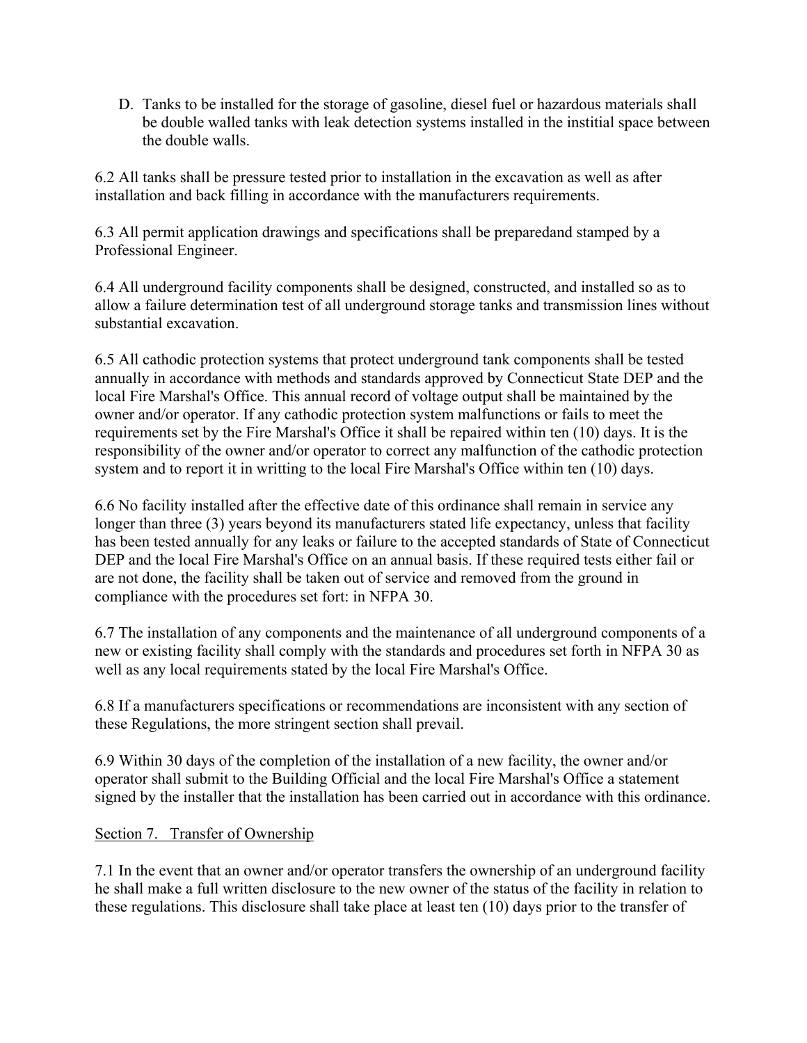D. Tanks to be installed for the storage of gasoline, diesel fuel or hazardous materials shall be double walled tanks with leak detection systems installed in the institial space between the double walls.

6.2 All tanks shall be pressure tested prior to installation in the excavation as well as after installation and back filling in accordance with the manufacturers requirements.

6.3 All permit application drawings and specifications shall be preparedand stamped by a Professional Engineer.

6.4 All underground facility components shall be designed, constructed, and installed so as to allow a failure determination test of all underground storage tanks and transmission lines without substantial excavation.

6.5 All cathodic protection systems that protect underground tank components shall be tested annually in accordance with methods and standards approved by Connecticut State DEP and the local Fire Marshal's Office. This annual record of voltage output shall be maintained by the owner and/or operator. If any cathodic protection system malfunctions or fails to meet the requirements set by the Fire Marshal's Office it shall be repaired within ten (10) days. It is the responsibility of the owner and/or operator to correct any malfunction of the cathodic protection system and to report it in writting to the local Fire Marshal's Office within ten (10) days.

6.6 No facility installed after the effective date of this ordinance shall remain in service any longer than three (3) years beyond its manufacturers stated life expectancy, unless that facility has been tested annually for any leaks or failure to the accepted standards of State of Connecticut DEP and the local Fire Marshal's Office on an annual basis. If these required tests either fail or are not done, the facility shall be taken out of service and removed from the ground in compliance with the procedures set fort: in NFPA 30.

6.7 The installation of any components and the maintenance of all underground components of a new or existing facility shall comply with the standards and procedures set forth in NFPA 30 as well as any local requirements stated by the local Fire Marshal's Office.

6.8 If a manufacturers specifications or recommendations are inconsistent with any section of these Regulations, the more stringent section shall prevail.

6.9 Within 30 days of the completion of the installation of a new facility, the owner and/or operator shall submit to the Building Official and the local Fire Marshal's Office a statement signed by the installer that the installation has been carried out in accordance with this ordinance.

## Section 7. Transfer of Ownership

7.1 In the event that an owner and/or operator transfers the ownership of an underground facility he shall make a full written disclosure to the new owner of the status of the facility in relation to these regulations. This disclosure shall take place at least ten (10) days prior to the transfer of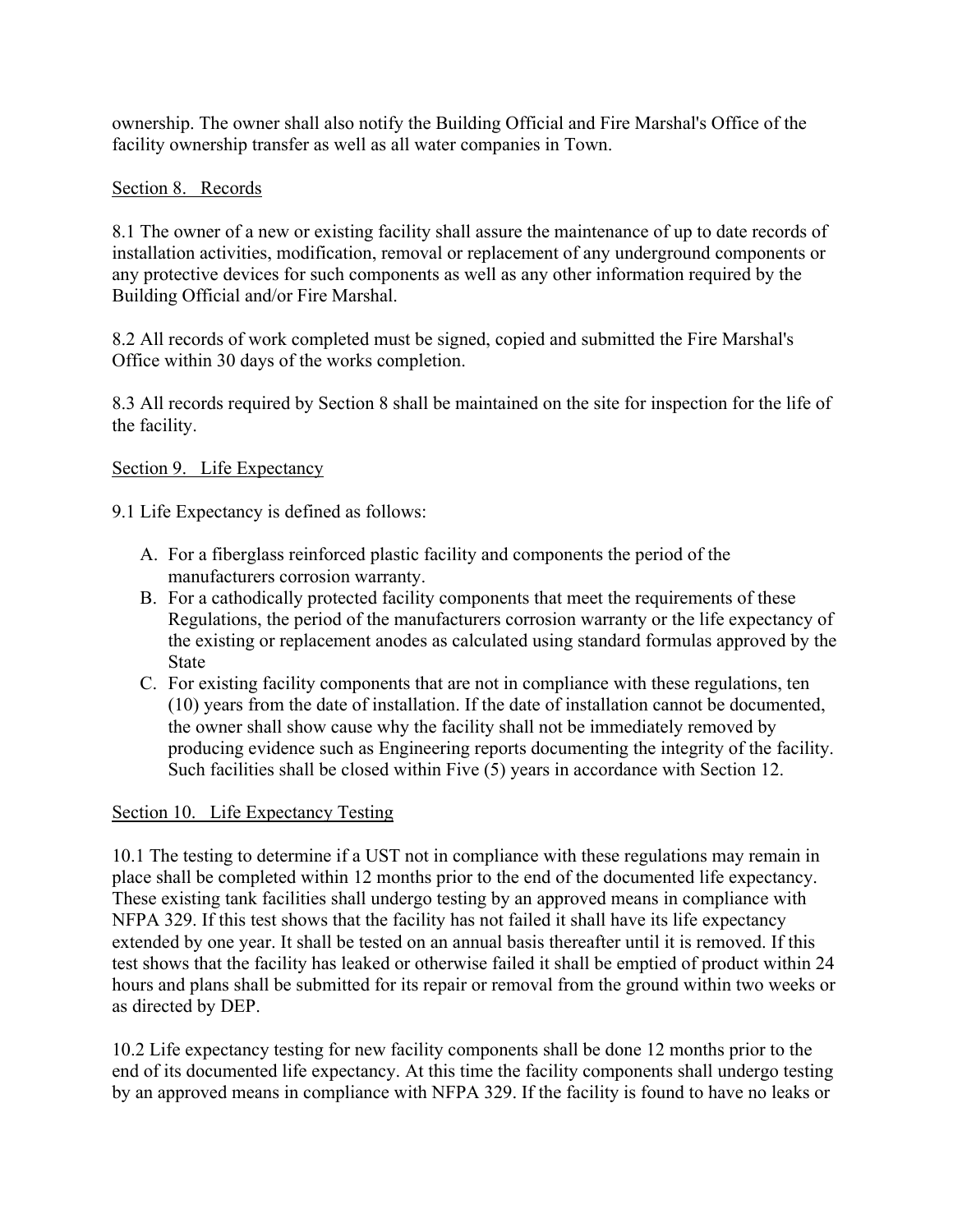ownership. The owner shall also notify the Building Official and Fire Marshal's Office of the facility ownership transfer as well as all water companies in Town.

## Section 8. Records

8.1 The owner of a new or existing facility shall assure the maintenance of up to date records of installation activities, modification, removal or replacement of any underground components or any protective devices for such components as well as any other information required by the Building Official and/or Fire Marshal.

8.2 All records of work completed must be signed, copied and submitted the Fire Marshal's Office within 30 days of the works completion.

8.3 All records required by Section 8 shall be maintained on the site for inspection for the life of the facility.

## Section 9. Life Expectancy

9.1 Life Expectancy is defined as follows:

A. For a fiberglass reinforced plastic facility and components the period of the manufacturers corrosion warranty.
B. For a cathodically protected facility components that meet the requirements of these Regulations, the period of the manufacturers corrosion warranty or the life expectancy of the existing or replacement anodes as calculated using standard formulas approved by the State
C. For existing facility components that are not in compliance with these regulations, ten (10) years from the date of installation. If the date of installation cannot be documented, the owner shall show cause why the facility shall not be immediately removed by producing evidence such as Engineering reports documenting the integrity of the facility. Such facilities shall be closed within Five (5) years in accordance with Section 12.

## Section 10. Life Expectancy Testing

10.1 The testing to determine if a UST not in compliance with these regulations may remain in place shall be completed within 12 months prior to the end of the documented life expectancy. These existing tank facilities shall undergo testing by an approved means in compliance with NFPA 329. If this test shows that the facility has not failed it shall have its life expectancy extended by one year. It shall be tested on an annual basis thereafter until it is removed. If this test shows that the facility has leaked or otherwise failed it shall be emptied of product within 24 hours and plans shall be submitted for its repair or removal from the ground within two weeks or as directed by DEP.

10.2 Life expectancy testing for new facility components shall be done 12 months prior to the end of its documented life expectancy. At this time the facility components shall undergo testing by an approved means in compliance with NFPA 329. If the facility is found to have no leaks or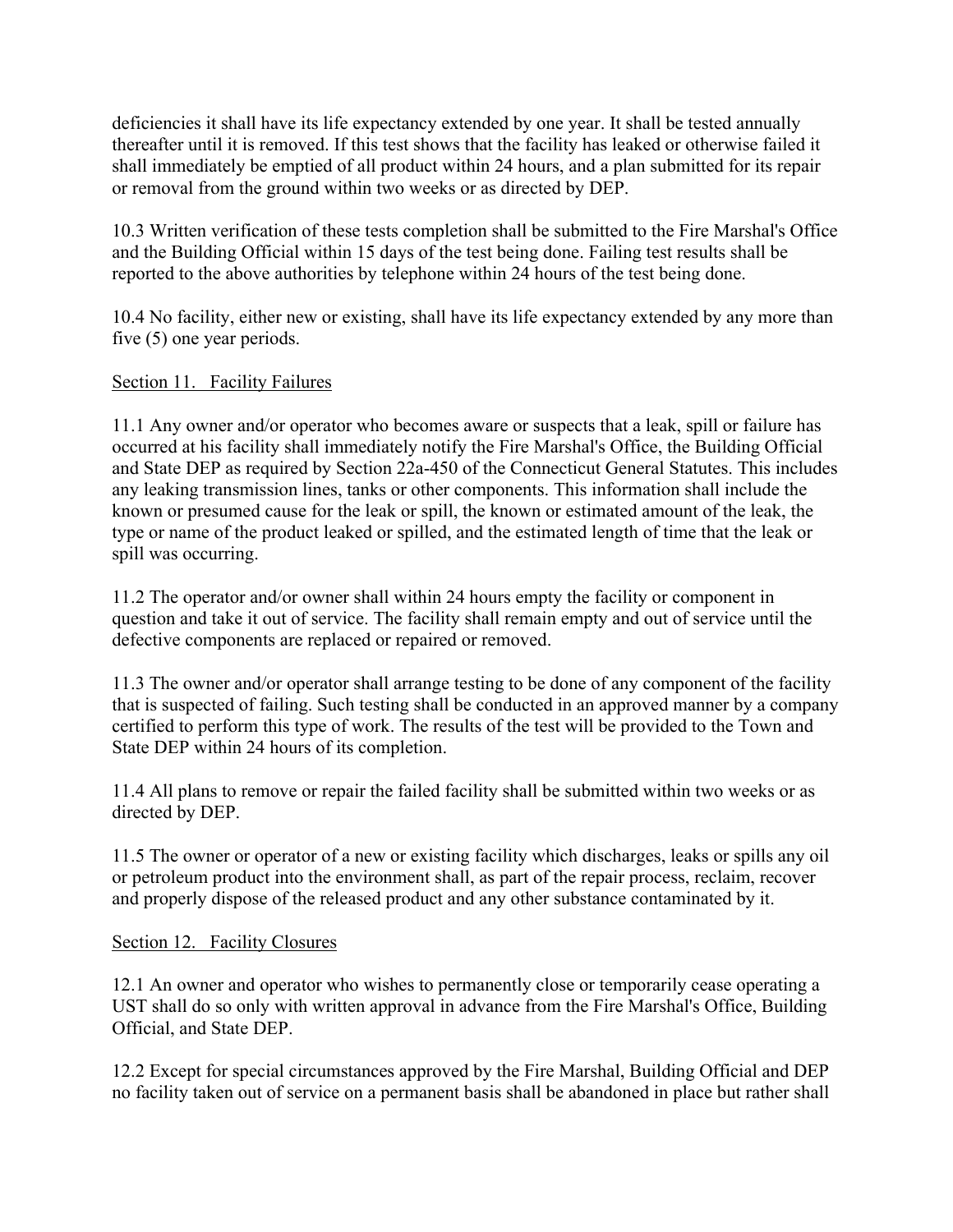deficiencies it shall have its life expectancy extended by one year. It shall be tested annually thereafter until it is removed. If this test shows that the facility has leaked or otherwise failed it shall immediately be emptied of all product within 24 hours, and a plan submitted for its repair or removal from the ground within two weeks or as directed by DEP.

10.3 Written verification of these tests completion shall be submitted to the Fire Marshal's Office and the Building Official within 15 days of the test being done. Failing test results shall be reported to the above authorities by telephone within 24 hours of the test being done.

10.4 No facility, either new or existing, shall have its life expectancy extended by any more than five (5) one year periods.

Section 11. Facility Failures

11.1 Any owner and/or operator who becomes aware or suspects that a leak, spill or failure has occurred at his facility shall immediately notify the Fire Marshal's Office, the Building Official and State DEP as required by Section 22a-450 of the Connecticut General Statutes. This includes any leaking transmission lines, tanks or other components. This information shall include the known or presumed cause for the leak or spill, the known or estimated amount of the leak, the type or name of the product leaked or spilled, and the estimated length of time that the leak or spill was occurring.

11.2 The operator and/or owner shall within 24 hours empty the facility or component in question and take it out of service. The facility shall remain empty and out of service until the defective components are replaced or repaired or removed.

11.3 The owner and/or operator shall arrange testing to be done of any component of the facility that is suspected of failing. Such testing shall be conducted in an approved manner by a company certified to perform this type of work. The results of the test will be provided to the Town and State DEP within 24 hours of its completion.

11.4 All plans to remove or repair the failed facility shall be submitted within two weeks or as directed by DEP.

11.5 The owner or operator of a new or existing facility which discharges, leaks or spills any oil or petroleum product into the environment shall, as part of the repair process, reclaim, recover and properly dispose of the released product and any other substance contaminated by it.

Section 12. Facility Closures

12.1 An owner and operator who wishes to permanently close or temporarily cease operating a UST shall do so only with written approval in advance from the Fire Marshal's Office, Building Official, and State DEP.

12.2 Except for special circumstances approved by the Fire Marshal, Building Official and DEP no facility taken out of service on a permanent basis shall be abandoned in place but rather shall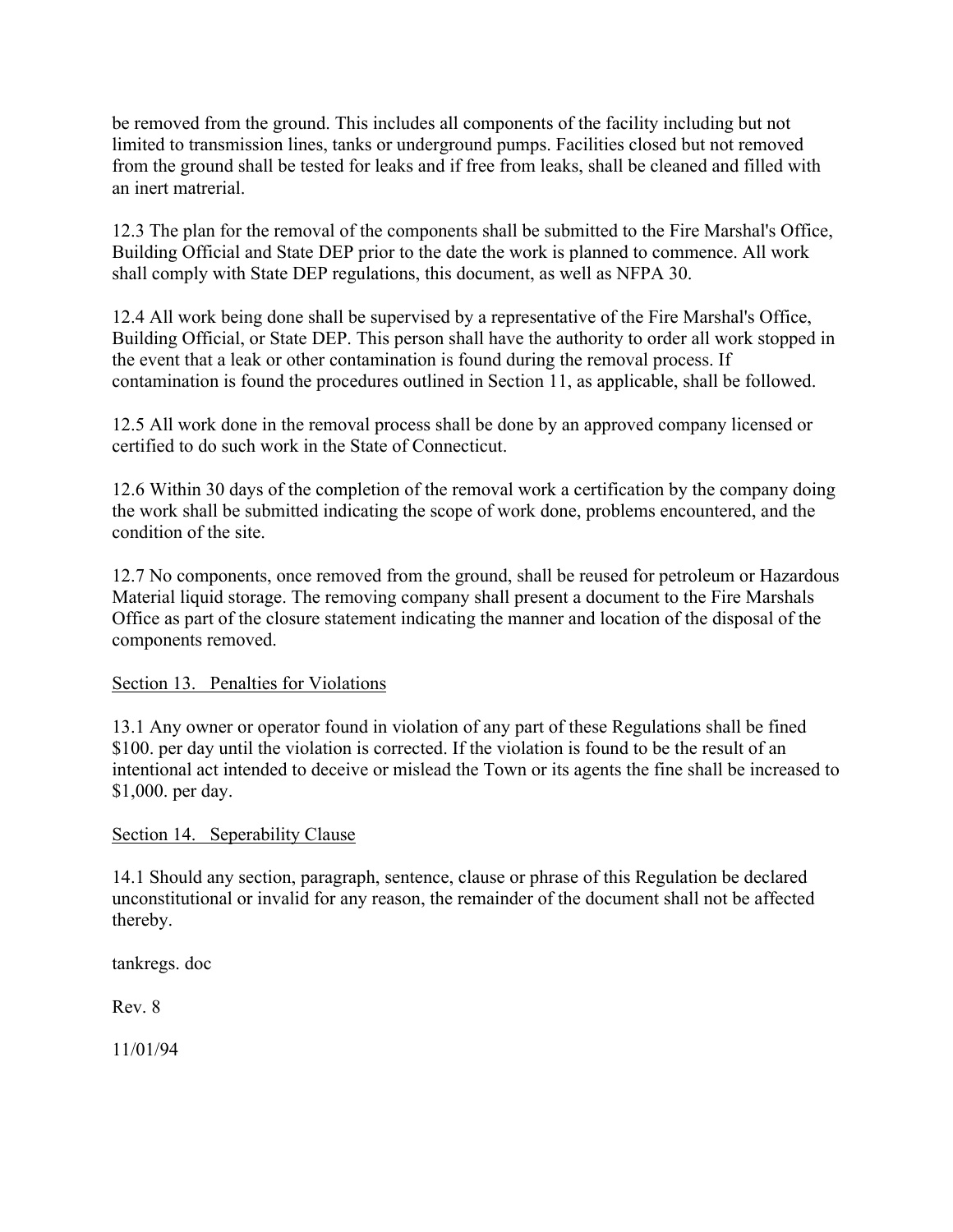be removed from the ground. This includes all components of the facility including but not limited to transmission lines, tanks or underground pumps. Facilities closed but not removed from the ground shall be tested for leaks and if free from leaks, shall be cleaned and filled with an inert matrerial.

12.3 The plan for the removal of the components shall be submitted to the Fire Marshal's Office, Building Official and State DEP prior to the date the work is planned to commence. All work shall comply with State DEP regulations, this document, as well as NFPA 30.

12.4 All work being done shall be supervised by a representative of the Fire Marshal's Office, Building Official, or State DEP. This person shall have the authority to order all work stopped in the event that a leak or other contamination is found during the removal process. If contamination is found the procedures outlined in Section 11, as applicable, shall be followed.

12.5 All work done in the removal process shall be done by an approved company licensed or certified to do such work in the State of Connecticut.

12.6 Within 30 days of the completion of the removal work a certification by the company doing the work shall be submitted indicating the scope of work done, problems encountered, and the condition of the site.

12.7 No components, once removed from the ground, shall be reused for petroleum or Hazardous Material liquid storage. The removing company shall present a document to the Fire Marshals Office as part of the closure statement indicating the manner and location of the disposal of the components removed.

## Section 13. Penalties for Violations

13.1 Any owner or operator found in violation of any part of these Regulations shall be fined \$100. per day until the violation is corrected. If the violation is found to be the result of an intentional act intended to deceive or mislead the Town or its agents the fine shall be increased to \$1,000. per day.

## Section 14. Seperability Clause

14.1 Should any section, paragraph, sentence, clause or phrase of this Regulation be declared unconstitutional or invalid for any reason, the remainder of the document shall not be affected thereby.

tankregs. doc

Rev. 8

11/01/94